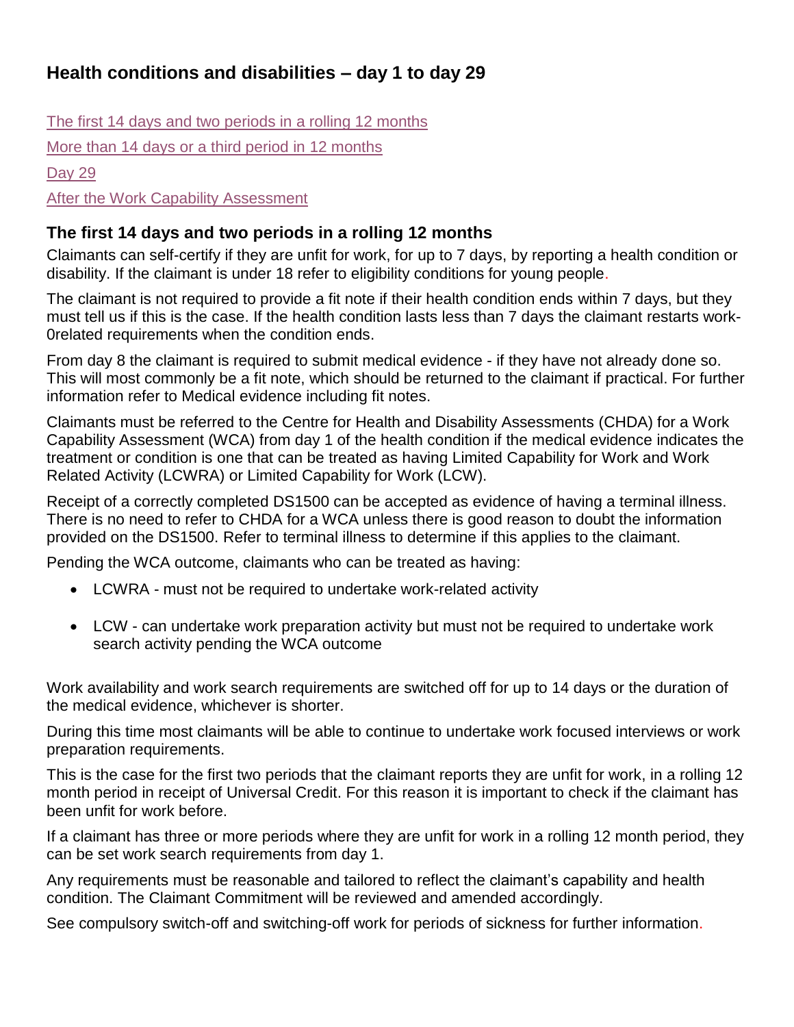## Health conditions and disabilities – day 1 to day 29

The first 14 days and two periods in a rolling 12 months

More than 14 days or a third period in 12 months

Day 29

After the Work Capability Assessment

### The first 14 days and two periods in a rolling 12 months

Claimants can self-certify if they are unfit for work, for up to 7 days, by reporting a health condition or disability. If the claimant is under 18 refer to eligibility conditions for young people.

The claimant is not required to provide a fit note if their health condition ends within 7 days, but they must tell us if this is the case. If the health condition lasts less than 7 days the claimant restarts work-0related requirements when the condition ends.

From day 8 the claimant is required to submit medical evidence - if they have not already done so. This will most commonly be a fit note, which should be returned to the claimant if practical. For further information refer to Medical evidence including fit notes.

Claimants must be referred to the Centre for Health and Disability Assessments (CHDA) for a Work Capability Assessment (WCA) from day 1 of the health condition if the medical evidence indicates the treatment or condition is one that can be treated as having Limited Capability for Work and Work Related Activity (LCWRA) or Limited Capability for Work (LCW).

Receipt of a correctly completed DS1500 can be accepted as evidence of having a terminal illness. There is no need to refer to CHDA for a WCA unless there is good reason to doubt the information provided on the DS1500. Refer to terminal illness to determine if this applies to the claimant.

Pending the WCA outcome, claimants who can be treated as having:

- LCWRA - must not be required to undertake work-related activity
- LCW - can undertake work preparation activity but must not be required to undertake work search activity pending the WCA outcome

Work availability and work search requirements are switched off for up to 14 days or the duration of the medical evidence, whichever is shorter.

During this time most claimants will be able to continue to undertake work focused interviews or work preparation requirements.

This is the case for the first two periods that the claimant reports they are unfit for work, in a rolling 12 month period in receipt of Universal Credit. For this reason it is important to check if the claimant has been unfit for work before.

If a claimant has three or more periods where they are unfit for work in a rolling 12 month period, they can be set work search requirements from day 1.

Any requirements must be reasonable and tailored to reflect the claimant's capability and health condition. The Claimant Commitment will be reviewed and amended accordingly.

See compulsory switch-off and switching-off work for periods of sickness for further information.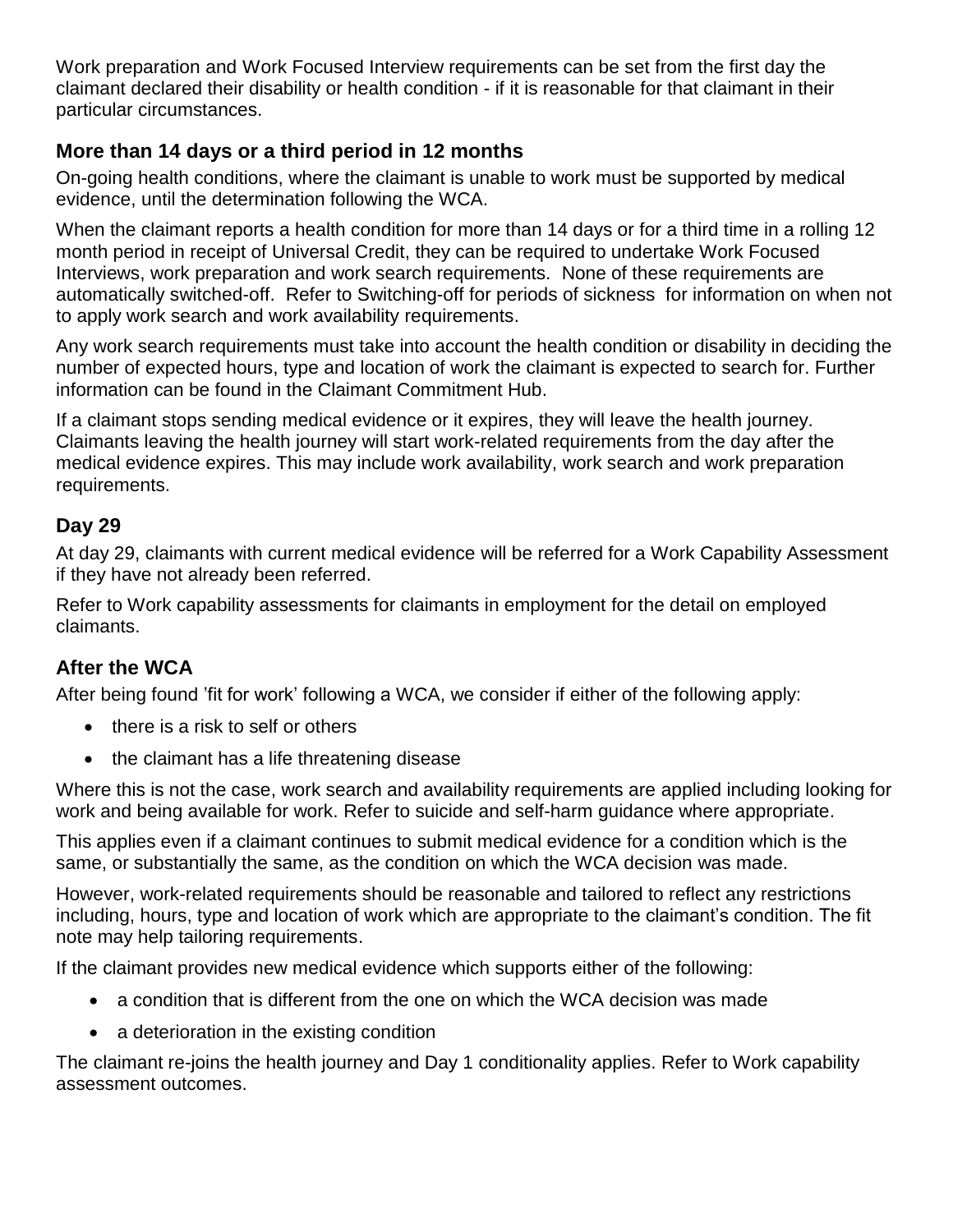Work preparation and Work Focused Interview requirements can be set from the first day the claimant declared their disability or health condition - if it is reasonable for that claimant in their particular circumstances.

## More than 14 days or a third period in 12 months

On-going health conditions, where the claimant is unable to work must be supported by medical evidence, until the determination following the WCA.

When the claimant reports a health condition for more than 14 days or for a third time in a rolling 12 month period in receipt of Universal Credit, they can be required to undertake Work Focused Interviews, work preparation and work search requirements. None of these requirements are automatically switched-off. Refer to Switching-off for periods of sickness for information on when not to apply work search and work availability requirements.

Any work search requirements must take into account the health condition or disability in deciding the number of expected hours, type and location of work the claimant is expected to search for. Further information can be found in the Claimant Commitment Hub.

If a claimant stops sending medical evidence or it expires, they will leave the health journey. Claimants leaving the health journey will start work-related requirements from the day after the medical evidence expires. This may include work availability, work search and work preparation requirements.

## Day 29

At day 29, claimants with current medical evidence will be referred for a Work Capability Assessment if they have not already been referred.

Refer to Work capability assessments for claimants in employment for the detail on employed claimants.

## After the WCA

After being found 'fit for work' following a WCA, we consider if either of the following apply:

- there is a risk to self or others
- the claimant has a life threatening disease

Where this is not the case, work search and availability requirements are applied including looking for work and being available for work. Refer to suicide and self-harm guidance where appropriate.

This applies even if a claimant continues to submit medical evidence for a condition which is the same, or substantially the same, as the condition on which the WCA decision was made.

However, work-related requirements should be reasonable and tailored to reflect any restrictions including, hours, type and location of work which are appropriate to the claimant's condition. The fit note may help tailoring requirements.

If the claimant provides new medical evidence which supports either of the following:

- a condition that is different from the one on which the WCA decision was made
- a deterioration in the existing condition

The claimant re-joins the health journey and Day 1 conditionality applies. Refer to Work capability assessment outcomes.